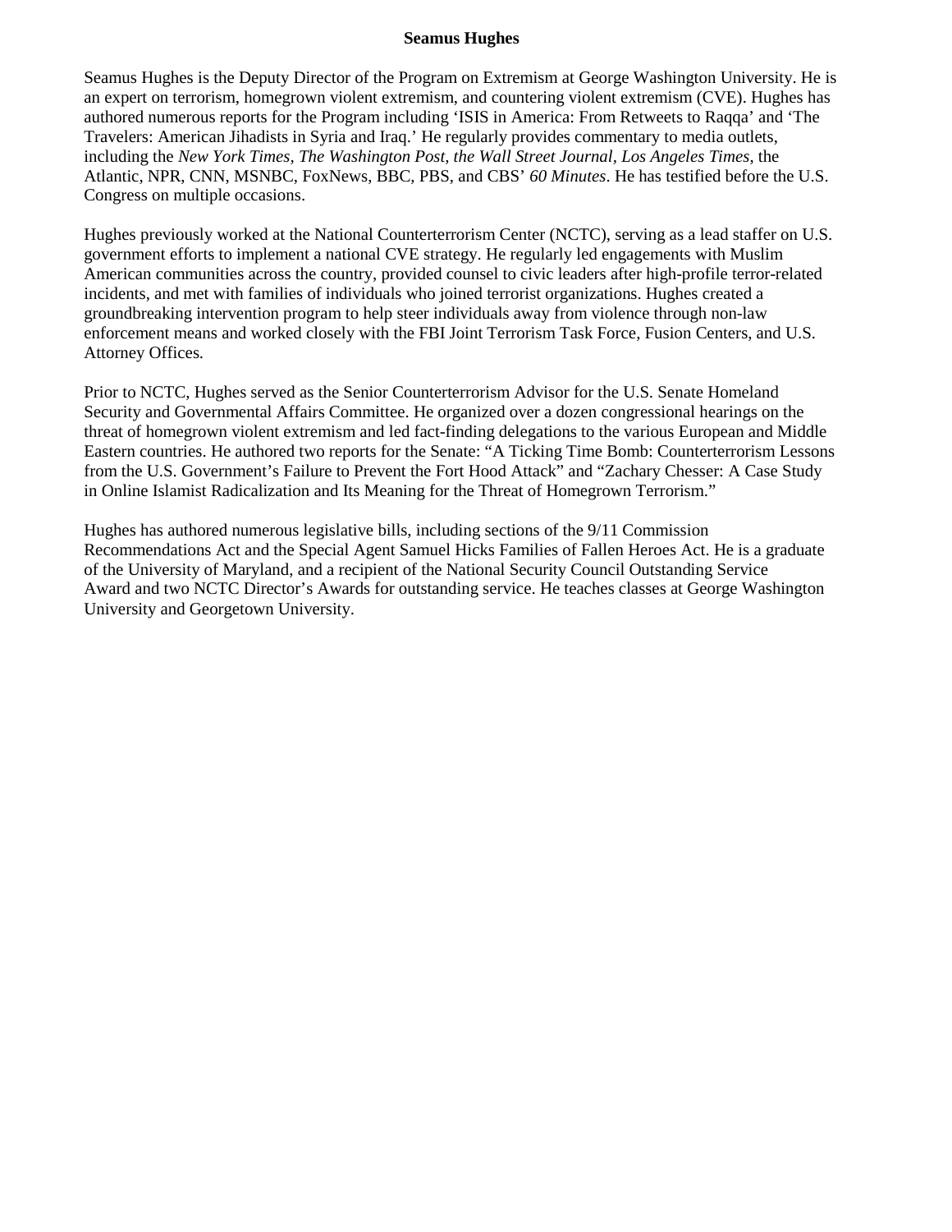# Seamus Hughes

Seamus Hughes is the Deputy Director of the Program on Extremism at George Washington University. He is an expert on terrorism, homegrown violent extremism, and countering violent extremism (CVE). Hughes has authored numerous reports for the Program including 'ISIS in America: From Retweets to Raqqa' and 'The Travelers: American Jihadists in Syria and Iraq.' He regularly provides commentary to media outlets, including the *New York Times*, *The Washington Post*, *the Wall Street Journal*, *Los Angeles Times*, the Atlantic, NPR, CNN, MSNBC, FoxNews, BBC, PBS, and CBS' *60 Minutes*. He has testified before the U.S. Congress on multiple occasions.

Hughes previously worked at the National Counterterrorism Center (NCTC), serving as a lead staffer on U.S. government efforts to implement a national CVE strategy. He regularly led engagements with Muslim American communities across the country, provided counsel to civic leaders after high-profile terror-related incidents, and met with families of individuals who joined terrorist organizations. Hughes created a groundbreaking intervention program to help steer individuals away from violence through non-law enforcement means and worked closely with the FBI Joint Terrorism Task Force, Fusion Centers, and U.S. Attorney Offices.

Prior to NCTC, Hughes served as the Senior Counterterrorism Advisor for the U.S. Senate Homeland Security and Governmental Affairs Committee. He organized over a dozen congressional hearings on the threat of homegrown violent extremism and led fact-finding delegations to the various European and Middle Eastern countries. He authored two reports for the Senate: "A Ticking Time Bomb: Counterterrorism Lessons from the U.S. Government's Failure to Prevent the Fort Hood Attack" and "Zachary Chesser: A Case Study in Online Islamist Radicalization and Its Meaning for the Threat of Homegrown Terrorism."

Hughes has authored numerous legislative bills, including sections of the 9/11 Commission Recommendations Act and the Special Agent Samuel Hicks Families of Fallen Heroes Act. He is a graduate of the University of Maryland, and a recipient of the National Security Council Outstanding Service Award and two NCTC Director's Awards for outstanding service. He teaches classes at George Washington University and Georgetown University.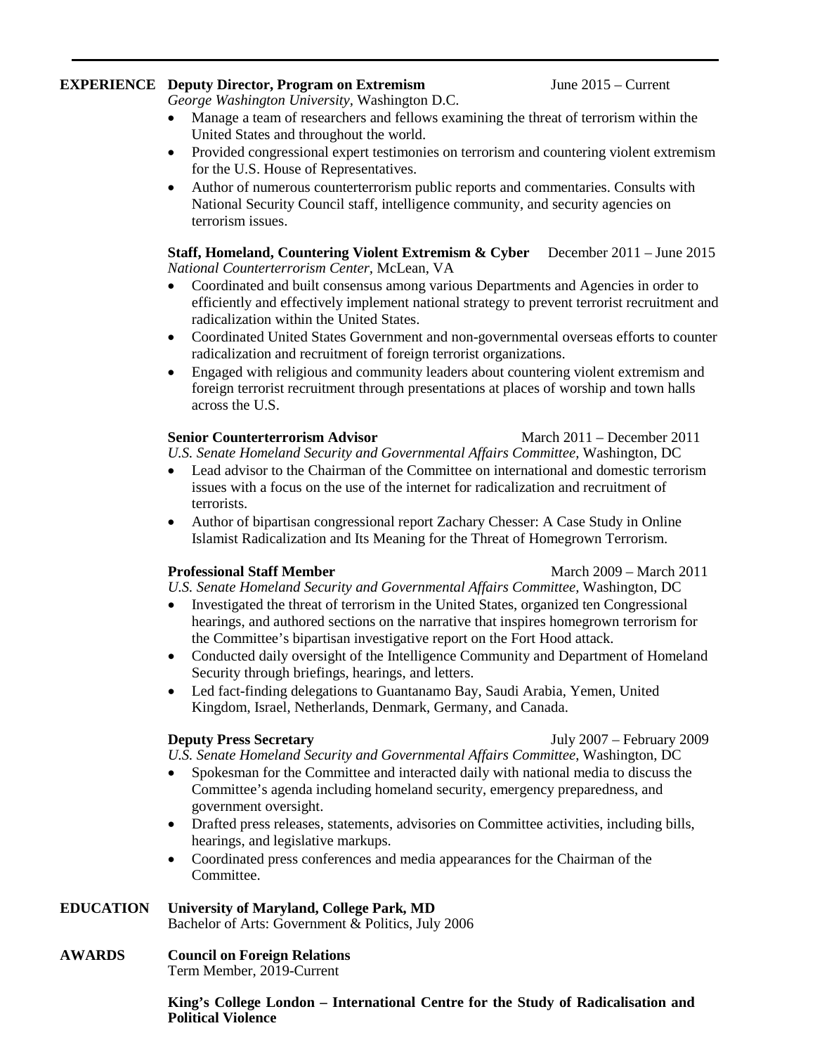---

## EXPERIENCE

**Deputy Director, Program on Extremism** — June 2015 – Current
*George Washington University*, Washington D.C.

- Manage a team of researchers and fellows examining the threat of terrorism within the United States and throughout the world.
- Provided congressional expert testimonies on terrorism and countering violent extremism for the U.S. House of Representatives.
- Author of numerous counterterrorism public reports and commentaries. Consults with National Security Council staff, intelligence community, and security agencies on terrorism issues.

**Staff, Homeland, Countering Violent Extremism & Cyber** — December 2011 – June 2015
*National Counterterrorism Center*, McLean, VA

- Coordinated and built consensus among various Departments and Agencies in order to efficiently and effectively implement national strategy to prevent terrorist recruitment and radicalization within the United States.
- Coordinated United States Government and non-governmental overseas efforts to counter radicalization and recruitment of foreign terrorist organizations.
- Engaged with religious and community leaders about countering violent extremism and foreign terrorist recruitment through presentations at places of worship and town halls across the U.S.

**Senior Counterterrorism Advisor** — March 2011 – December 2011
*U.S. Senate Homeland Security and Governmental Affairs Committee*, Washington, DC

- Lead advisor to the Chairman of the Committee on international and domestic terrorism issues with a focus on the use of the internet for radicalization and recruitment of terrorists.
- Author of bipartisan congressional report Zachary Chesser: A Case Study in Online Islamist Radicalization and Its Meaning for the Threat of Homegrown Terrorism.

**Professional Staff Member** — March 2009 – March 2011
*U.S. Senate Homeland Security and Governmental Affairs Committee*, Washington, DC

- Investigated the threat of terrorism in the United States, organized ten Congressional hearings, and authored sections on the narrative that inspires homegrown terrorism for the Committee's bipartisan investigative report on the Fort Hood attack.
- Conducted daily oversight of the Intelligence Community and Department of Homeland Security through briefings, hearings, and letters.
- Led fact-finding delegations to Guantanamo Bay, Saudi Arabia, Yemen, United Kingdom, Israel, Netherlands, Denmark, Germany, and Canada.

**Deputy Press Secretary** — July 2007 – February 2009
*U.S. Senate Homeland Security and Governmental Affairs Committee*, Washington, DC

- Spokesman for the Committee and interacted daily with national media to discuss the Committee's agenda including homeland security, emergency preparedness, and government oversight.
- Drafted press releases, statements, advisories on Committee activities, including bills, hearings, and legislative markups.
- Coordinated press conferences and media appearances for the Chairman of the Committee.

## EDUCATION

**University of Maryland, College Park, MD**
Bachelor of Arts: Government & Politics, July 2006

## AWARDS

**Council on Foreign Relations**
Term Member, 2019-Current

**King's College London – International Centre for the Study of Radicalisation and Political Violence**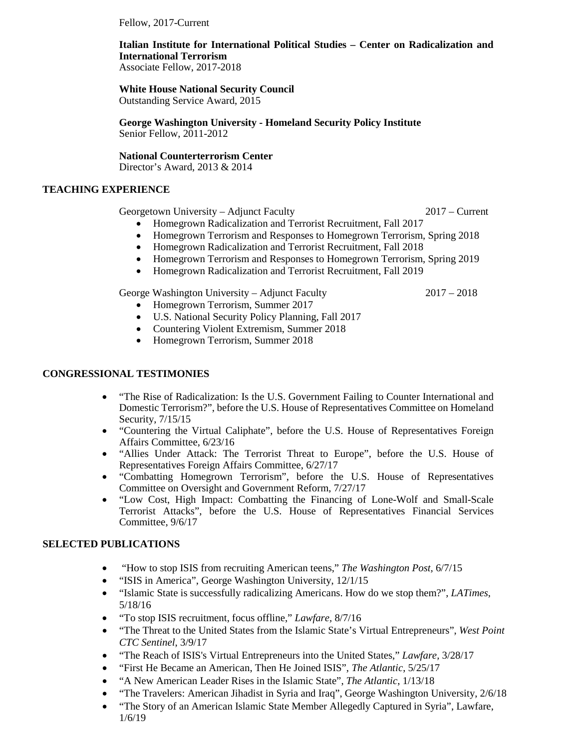Fellow, 2017-Current

**Italian Institute for International Political Studies – Center on Radicalization and International Terrorism**
Associate Fellow, 2017-2018

**White House National Security Council**
Outstanding Service Award, 2015

**George Washington University - Homeland Security Policy Institute**
Senior Fellow, 2011-2012

**National Counterterrorism Center**
Director's Award, 2013 & 2014

## TEACHING EXPERIENCE

Georgetown University – Adjunct Faculty 2017 – Current

- Homegrown Radicalization and Terrorist Recruitment, Fall 2017
- Homegrown Terrorism and Responses to Homegrown Terrorism, Spring 2018
- Homegrown Radicalization and Terrorist Recruitment, Fall 2018
- Homegrown Terrorism and Responses to Homegrown Terrorism, Spring 2019
- Homegrown Radicalization and Terrorist Recruitment, Fall 2019

George Washington University – Adjunct Faculty 2017 – 2018

- Homegrown Terrorism, Summer 2017
- U.S. National Security Policy Planning, Fall 2017
- Countering Violent Extremism, Summer 2018
- Homegrown Terrorism, Summer 2018

## CONGRESSIONAL TESTIMONIES

- "The Rise of Radicalization: Is the U.S. Government Failing to Counter International and Domestic Terrorism?", before the U.S. House of Representatives Committee on Homeland Security, 7/15/15
- "Countering the Virtual Caliphate", before the U.S. House of Representatives Foreign Affairs Committee, 6/23/16
- "Allies Under Attack: The Terrorist Threat to Europe", before the U.S. House of Representatives Foreign Affairs Committee, 6/27/17
- "Combatting Homegrown Terrorism", before the U.S. House of Representatives Committee on Oversight and Government Reform, 7/27/17
- "Low Cost, High Impact: Combatting the Financing of Lone-Wolf and Small-Scale Terrorist Attacks", before the U.S. House of Representatives Financial Services Committee, 9/6/17

## SELECTED PUBLICATIONS

- "How to stop ISIS from recruiting American teens," *The Washington Post*, 6/7/15
- "ISIS in America", George Washington University, 12/1/15
- "Islamic State is successfully radicalizing Americans. How do we stop them?", *LATimes*, 5/18/16
- "To stop ISIS recruitment, focus offline," *Lawfare*, 8/7/16
- "The Threat to the United States from the Islamic State's Virtual Entrepreneurs", *West Point CTC Sentinel*, 3/9/17
- "The Reach of ISIS's Virtual Entrepreneurs into the United States," *Lawfare*, 3/28/17
- "First He Became an American, Then He Joined ISIS", *The Atlantic*, 5/25/17
- "A New American Leader Rises in the Islamic State", *The Atlantic*, 1/13/18
- "The Travelers: American Jihadist in Syria and Iraq", George Washington University, 2/6/18
- "The Story of an American Islamic State Member Allegedly Captured in Syria", Lawfare, 1/6/19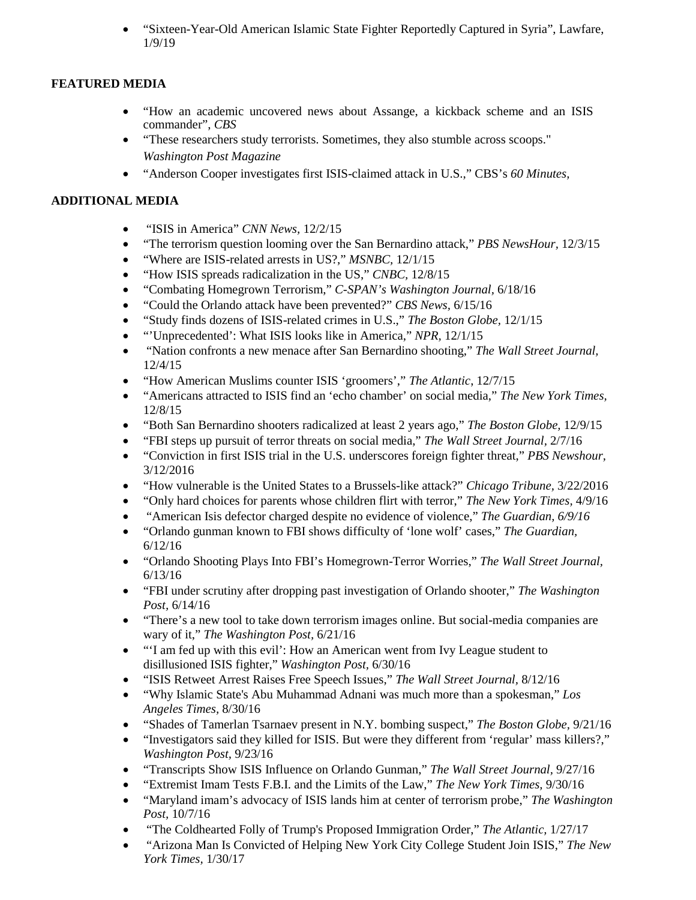- "Sixteen-Year-Old American Islamic State Fighter Reportedly Captured in Syria", Lawfare, 1/9/19

**FEATURED MEDIA**

- "How an academic uncovered news about Assange, a kickback scheme and an ISIS commander", *CBS*
- "These researchers study terrorists. Sometimes, they also stumble across scoops." *Washington Post Magazine*
- "Anderson Cooper investigates first ISIS-claimed attack in U.S.," CBS's *60 Minutes,*

**ADDITIONAL MEDIA**

- "ISIS in America" *CNN News,* 12/2/15
- "The terrorism question looming over the San Bernardino attack," *PBS NewsHour,* 12/3/15
- "Where are ISIS-related arrests in US?," *MSNBC,* 12/1/15
- "How ISIS spreads radicalization in the US," *CNBC,* 12/8/15
- "Combating Homegrown Terrorism," *C-SPAN's Washington Journal,* 6/18/16
- "Could the Orlando attack have been prevented?" *CBS News*, 6/15/16
- "Study finds dozens of ISIS-related crimes in U.S.," *The Boston Globe,* 12/1/15
- "'Unprecedented': What ISIS looks like in America," *NPR,* 12/1/15
- "Nation confronts a new menace after San Bernardino shooting," *The Wall Street Journal,* 12/4/15
- "How American Muslims counter ISIS 'groomers'," *The Atlantic*, 12/7/15
- "Americans attracted to ISIS find an 'echo chamber' on social media," *The New York Times,* 12/8/15
- "Both San Bernardino shooters radicalized at least 2 years ago," *The Boston Globe,* 12/9/15
- "FBI steps up pursuit of terror threats on social media," *The Wall Street Journal,* 2/7/16
- "Conviction in first ISIS trial in the U.S. underscores foreign fighter threat," *PBS Newshour,* 3/12/2016
- "How vulnerable is the United States to a Brussels-like attack?" *Chicago Tribune,* 3/22/2016
- "Only hard choices for parents whose children flirt with terror," *The New York Times,* 4/9/16
- "American Isis defector charged despite no evidence of violence," *The Guardian, 6/9/16*
- "Orlando gunman known to FBI shows difficulty of 'lone wolf' cases," *The Guardian,* 6/12/16
- "Orlando Shooting Plays Into FBI's Homegrown-Terror Worries," *The Wall Street Journal*, 6/13/16
- "FBI under scrutiny after dropping past investigation of Orlando shooter," *The Washington Post,* 6/14/16
- "There's a new tool to take down terrorism images online. But social-media companies are wary of it," *The Washington Post,* 6/21/16
- "'I am fed up with this evil': How an American went from Ivy League student to disillusioned ISIS fighter," *Washington Post,* 6/30/16
- "ISIS Retweet Arrest Raises Free Speech Issues," *The Wall Street Journal,* 8/12/16
- "Why Islamic State's Abu Muhammad Adnani was much more than a spokesman," *Los Angeles Times,* 8/30/16
- "Shades of Tamerlan Tsarnaev present in N.Y. bombing suspect," *The Boston Globe,* 9/21/16
- "Investigators said they killed for ISIS. But were they different from 'regular' mass killers?," *Washington Post,* 9/23/16
- "Transcripts Show ISIS Influence on Orlando Gunman," *The Wall Street Journal,* 9/27/16
- "Extremist Imam Tests F.B.I. and the Limits of the Law," *The New York Times,* 9/30/16
- "Maryland imam's advocacy of ISIS lands him at center of terrorism probe," *The Washington Post,* 10/7/16
- "The Coldhearted Folly of Trump's Proposed Immigration Order," *The Atlantic,* 1/27/17
- "Arizona Man Is Convicted of Helping New York City College Student Join ISIS," *The New York Times,* 1/30/17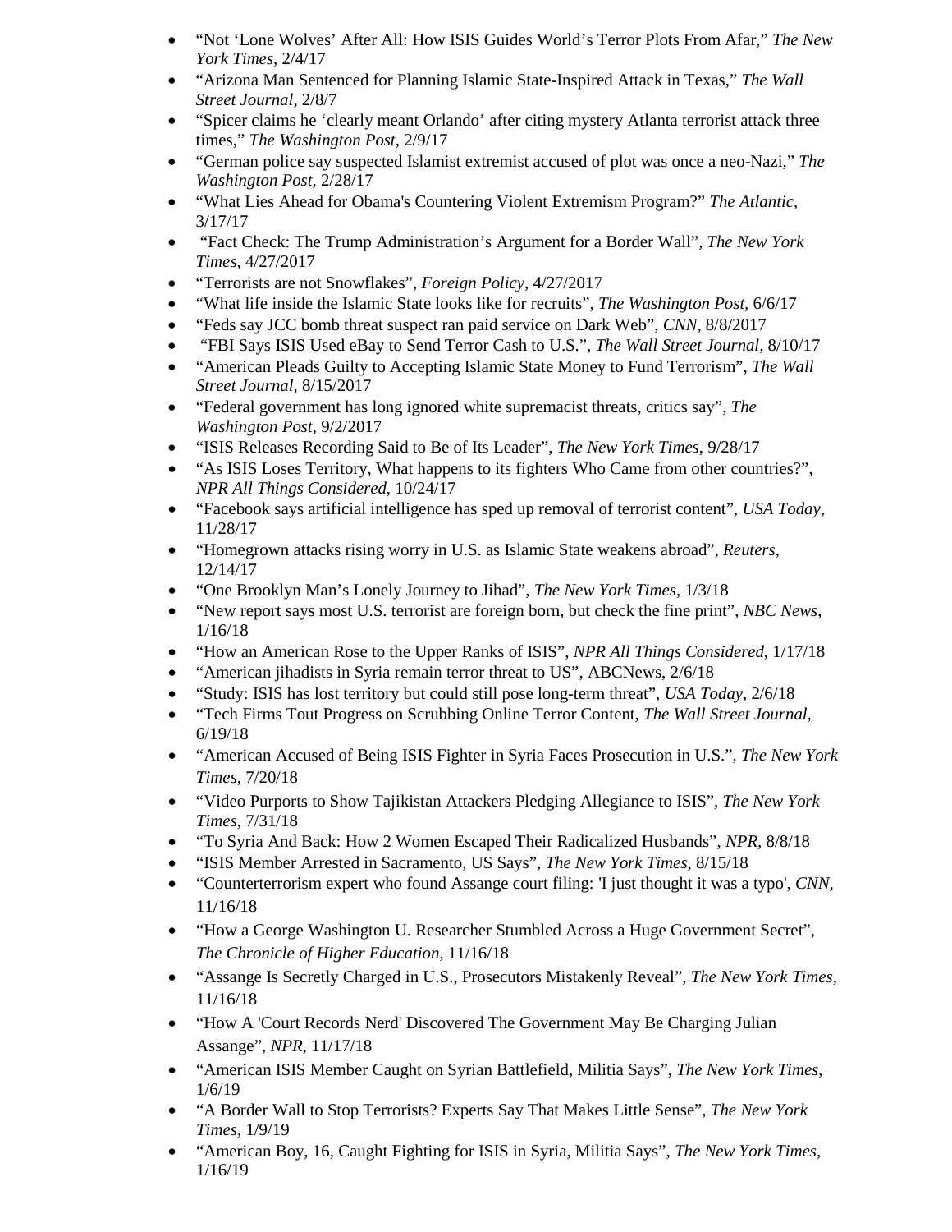- "Not 'Lone Wolves' After All: How ISIS Guides World's Terror Plots From Afar," *The New York Times*, 2/4/17
- "Arizona Man Sentenced for Planning Islamic State-Inspired Attack in Texas," *The Wall Street Journal*, 2/8/7
- "Spicer claims he 'clearly meant Orlando' after citing mystery Atlanta terrorist attack three times," *The Washington Post*, 2/9/17
- "German police say suspected Islamist extremist accused of plot was once a neo-Nazi," *The Washington Post*, 2/28/17
- "What Lies Ahead for Obama's Countering Violent Extremism Program?" *The Atlantic*, 3/17/17
- "Fact Check: The Trump Administration's Argument for a Border Wall", *The New York Times*, 4/27/2017
- "Terrorists are not Snowflakes", *Foreign Policy*, 4/27/2017
- "What life inside the Islamic State looks like for recruits", *The Washington Post*, 6/6/17
- "Feds say JCC bomb threat suspect ran paid service on Dark Web", *CNN*, 8/8/2017
- "FBI Says ISIS Used eBay to Send Terror Cash to U.S.", *The Wall Street Journal*, 8/10/17
- "American Pleads Guilty to Accepting Islamic State Money to Fund Terrorism", *The Wall Street Journal*, 8/15/2017
- "Federal government has long ignored white supremacist threats, critics say", *The Washington Post*, 9/2/2017
- "ISIS Releases Recording Said to Be of Its Leader", *The New York Times*, 9/28/17
- "As ISIS Loses Territory, What happens to its fighters Who Came from other countries?", *NPR All Things Considered*, 10/24/17
- "Facebook says artificial intelligence has sped up removal of terrorist content", *USA Today*, 11/28/17
- "Homegrown attacks rising worry in U.S. as Islamic State weakens abroad", *Reuters*, 12/14/17
- "One Brooklyn Man's Lonely Journey to Jihad", *The New York Times*, 1/3/18
- "New report says most U.S. terrorist are foreign born, but check the fine print", *NBC News*, 1/16/18
- "How an American Rose to the Upper Ranks of ISIS", *NPR All Things Considered*, 1/17/18
- "American jihadists in Syria remain terror threat to US", ABCNews, 2/6/18
- "Study: ISIS has lost territory but could still pose long-term threat", *USA Today*, 2/6/18
- "Tech Firms Tout Progress on Scrubbing Online Terror Content, *The Wall Street Journal*, 6/19/18
- "American Accused of Being ISIS Fighter in Syria Faces Prosecution in U.S.", *The New York Times*, 7/20/18
- "Video Purports to Show Tajikistan Attackers Pledging Allegiance to ISIS", *The New York Times*, 7/31/18
- "To Syria And Back: How 2 Women Escaped Their Radicalized Husbands", *NPR*, 8/8/18
- "ISIS Member Arrested in Sacramento, US Says", *The New York Times*, 8/15/18
- "Counterterrorism expert who found Assange court filing: 'I just thought it was a typo', *CNN*, 11/16/18
- "How a George Washington U. Researcher Stumbled Across a Huge Government Secret", *The Chronicle of Higher Education*, 11/16/18
- "Assange Is Secretly Charged in U.S., Prosecutors Mistakenly Reveal", *The New York Times*, 11/16/18
- "How A 'Court Records Nerd' Discovered The Government May Be Charging Julian Assange", *NPR*, 11/17/18
- "American ISIS Member Caught on Syrian Battlefield, Militia Says", *The New York Times*, 1/6/19
- "A Border Wall to Stop Terrorists? Experts Say That Makes Little Sense", *The New York Times*, 1/9/19
- "American Boy, 16, Caught Fighting for ISIS in Syria, Militia Says", *The New York Times*, 1/16/19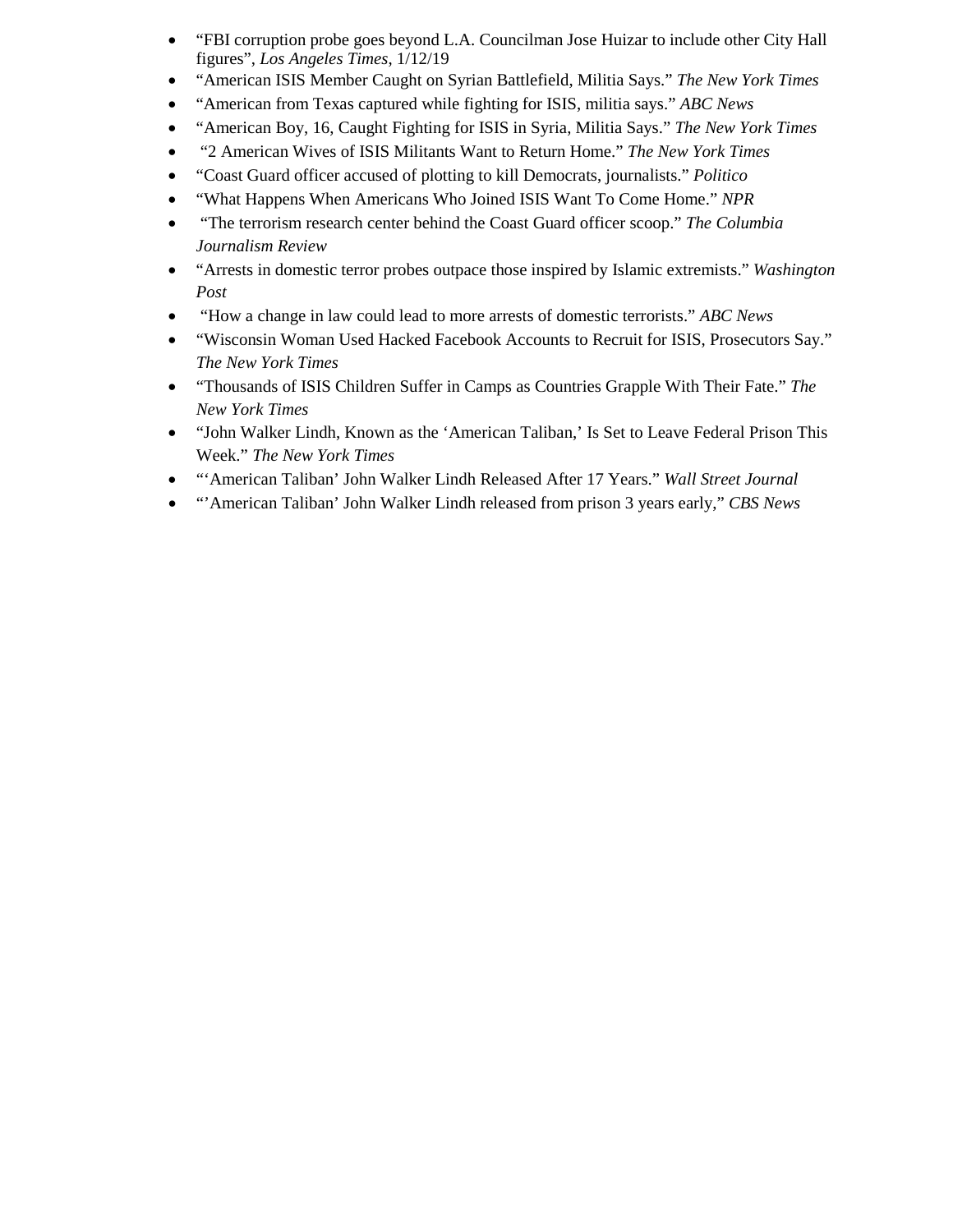- "FBI corruption probe goes beyond L.A. Councilman Jose Huizar to include other City Hall figures", *Los Angeles Times*, 1/12/19
- "American ISIS Member Caught on Syrian Battlefield, Militia Says." *The New York Times*
- "American from Texas captured while fighting for ISIS, militia says." *ABC News*
- "American Boy, 16, Caught Fighting for ISIS in Syria, Militia Says." *The New York Times*
- "2 American Wives of ISIS Militants Want to Return Home." *The New York Times*
- "Coast Guard officer accused of plotting to kill Democrats, journalists." *Politico*
- "What Happens When Americans Who Joined ISIS Want To Come Home." *NPR*
- "The terrorism research center behind the Coast Guard officer scoop." *The Columbia Journalism Review*
- "Arrests in domestic terror probes outpace those inspired by Islamic extremists." *Washington Post*
- "How a change in law could lead to more arrests of domestic terrorists." *ABC News*
- "Wisconsin Woman Used Hacked Facebook Accounts to Recruit for ISIS, Prosecutors Say." *The New York Times*
- "Thousands of ISIS Children Suffer in Camps as Countries Grapple With Their Fate." *The New York Times*
- "John Walker Lindh, Known as the 'American Taliban,' Is Set to Leave Federal Prison This Week." *The New York Times*
- "'American Taliban' John Walker Lindh Released After 17 Years." *Wall Street Journal*
- "'American Taliban' John Walker Lindh released from prison 3 years early," *CBS News*